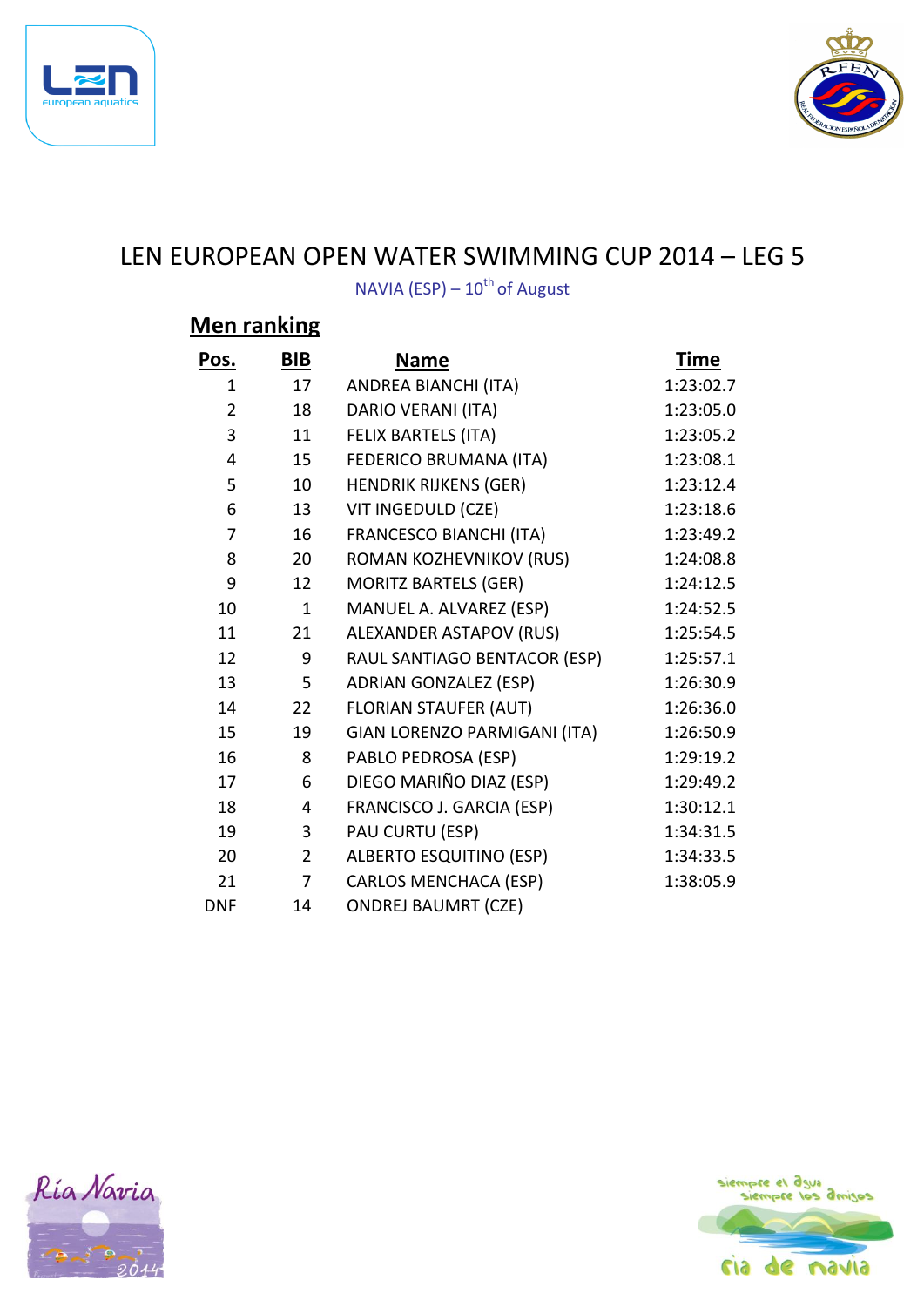# LEN EUROPEAN OPEN WATER SWIMMING CUP 2014 – LEG 5

NAVIA (ESP) – 10th of August

## Men ranking

| Pos. | BIB | Name | Time |
|---|---|---|---|
| 1 | 17 | ANDREA BIANCHI (ITA) | 1:23:02.7 |
| 2 | 18 | DARIO VERANI (ITA) | 1:23:05.0 |
| 3 | 11 | FELIX BARTELS (ITA) | 1:23:05.2 |
| 4 | 15 | FEDERICO BRUMANA (ITA) | 1:23:08.1 |
| 5 | 10 | HENDRIK RIJKENS (GER) | 1:23:12.4 |
| 6 | 13 | VIT INGEDULD (CZE) | 1:23:18.6 |
| 7 | 16 | FRANCESCO BIANCHI (ITA) | 1:23:49.2 |
| 8 | 20 | ROMAN KOZHEVNIKOV (RUS) | 1:24:08.8 |
| 9 | 12 | MORITZ BARTELS (GER) | 1:24:12.5 |
| 10 | 1 | MANUEL A. ALVAREZ (ESP) | 1:24:52.5 |
| 11 | 21 | ALEXANDER ASTAPOV (RUS) | 1:25:54.5 |
| 12 | 9 | RAUL SANTIAGO BENTACOR (ESP) | 1:25:57.1 |
| 13 | 5 | ADRIAN GONZALEZ (ESP) | 1:26:30.9 |
| 14 | 22 | FLORIAN STAUFER (AUT) | 1:26:36.0 |
| 15 | 19 | GIAN LORENZO PARMIGANI (ITA) | 1:26:50.9 |
| 16 | 8 | PABLO PEDROSA (ESP) | 1:29:19.2 |
| 17 | 6 | DIEGO MARIÑO DIAZ (ESP) | 1:29:49.2 |
| 18 | 4 | FRANCISCO J. GARCIA (ESP) | 1:30:12.1 |
| 19 | 3 | PAU CURTU (ESP) | 1:34:31.5 |
| 20 | 2 | ALBERTO ESQUITINO (ESP) | 1:34:33.5 |
| 21 | 7 | CARLOS MENCHACA (ESP) | 1:38:05.9 |
| DNF | 14 | ONDREJ BAUMRT (CZE) | |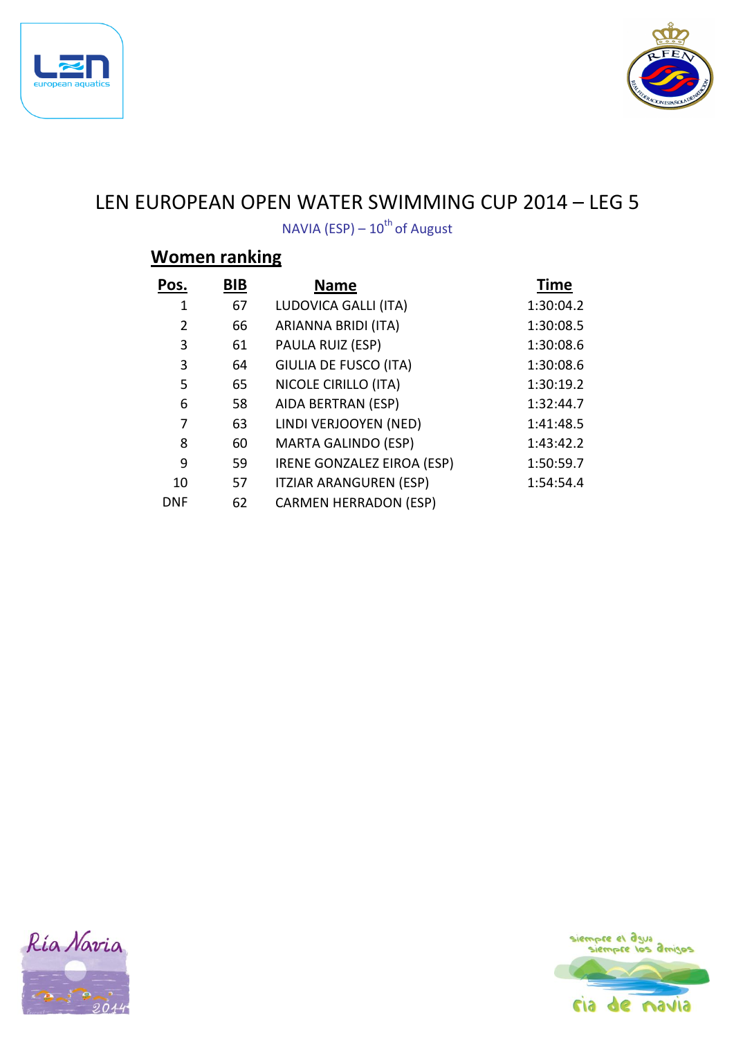# LEN EUROPEAN OPEN WATER SWIMMING CUP 2014 – LEG 5

NAVIA (ESP) – 10th of August

## Women ranking

| Pos. | BIB | Name | Time |
|---|---|---|---|
| 1 | 67 | LUDOVICA GALLI (ITA) | 1:30:04.2 |
| 2 | 66 | ARIANNA BRIDI (ITA) | 1:30:08.5 |
| 3 | 61 | PAULA RUIZ (ESP) | 1:30:08.6 |
| 3 | 64 | GIULIA DE FUSCO (ITA) | 1:30:08.6 |
| 5 | 65 | NICOLE CIRILLO (ITA) | 1:30:19.2 |
| 6 | 58 | AIDA BERTRAN (ESP) | 1:32:44.7 |
| 7 | 63 | LINDI VERJOOYEN (NED) | 1:41:48.5 |
| 8 | 60 | MARTA GALINDO (ESP) | 1:43:42.2 |
| 9 | 59 | IRENE GONZALEZ EIROA (ESP) | 1:50:59.7 |
| 10 | 57 | ITZIAR ARANGUREN (ESP) | 1:54:54.4 |
| DNF | 62 | CARMEN HERRADON (ESP) | |